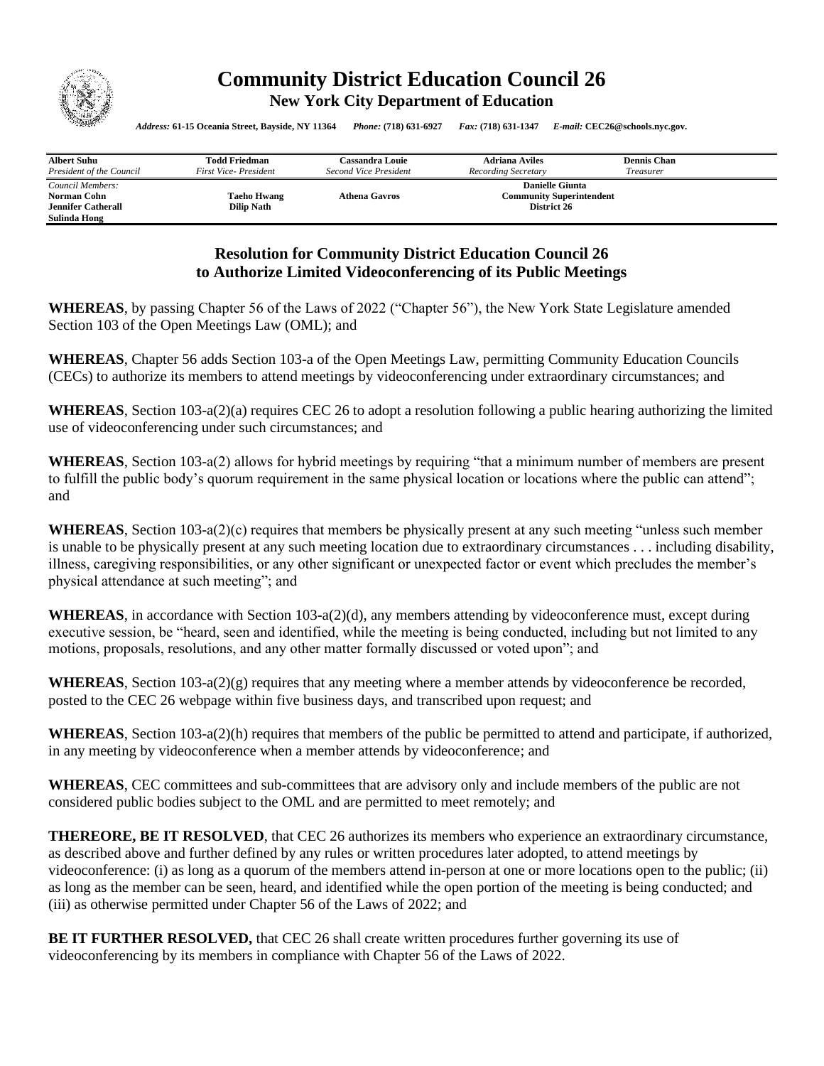# Community District Education Council 26

**New York City Department of Education**

*Address:* **61-15 Oceania Street, Bayside, NY 11364** *Phone:* **(718) 631-6927** *Fax:* **(718) 631-1347** *E-mail:* **CEC26@schools.nyc.gov.**

| **Albert Suhu** | **Todd Friedman** | **Cassandra Louie** | **Adriana Aviles** | **Dennis Chan** |
|---|---|---|---|---|
| *President of the Council* | *First Vice- President* | *Second Vice President* | *Recording Secretary* | *Treasurer* |

*Council Members:*
**Norman Cohn** **Taeho Hwang** **Athena Gavros**
**Jennifer Catherall** **Dilip Nath**
**Sulinda Hong**

**Danielle Giunta**
**Community Superintendent**
**District 26**

## Resolution for Community District Education Council 26 to Authorize Limited Videoconferencing of its Public Meetings

**WHEREAS**, by passing Chapter 56 of the Laws of 2022 ("Chapter 56"), the New York State Legislature amended Section 103 of the Open Meetings Law (OML); and

**WHEREAS**, Chapter 56 adds Section 103-a of the Open Meetings Law, permitting Community Education Councils (CECs) to authorize its members to attend meetings by videoconferencing under extraordinary circumstances; and

**WHEREAS**, Section 103-a(2)(a) requires CEC 26 to adopt a resolution following a public hearing authorizing the limited use of videoconferencing under such circumstances; and

**WHEREAS**, Section 103-a(2) allows for hybrid meetings by requiring "that a minimum number of members are present to fulfill the public body's quorum requirement in the same physical location or locations where the public can attend"; and

**WHEREAS**, Section 103-a(2)(c) requires that members be physically present at any such meeting "unless such member is unable to be physically present at any such meeting location due to extraordinary circumstances . . . including disability, illness, caregiving responsibilities, or any other significant or unexpected factor or event which precludes the member's physical attendance at such meeting"; and

**WHEREAS**, in accordance with Section 103-a(2)(d), any members attending by videoconference must, except during executive session, be "heard, seen and identified, while the meeting is being conducted, including but not limited to any motions, proposals, resolutions, and any other matter formally discussed or voted upon"; and

**WHEREAS**, Section 103-a(2)(g) requires that any meeting where a member attends by videoconference be recorded, posted to the CEC 26 webpage within five business days, and transcribed upon request; and

**WHEREAS**, Section 103-a(2)(h) requires that members of the public be permitted to attend and participate, if authorized, in any meeting by videoconference when a member attends by videoconference; and

**WHEREAS**, CEC committees and sub-committees that are advisory only and include members of the public are not considered public bodies subject to the OML and are permitted to meet remotely; and

**THEREORE, BE IT RESOLVED**, that CEC 26 authorizes its members who experience an extraordinary circumstance, as described above and further defined by any rules or written procedures later adopted, to attend meetings by videoconference: (i) as long as a quorum of the members attend in-person at one or more locations open to the public; (ii) as long as the member can be seen, heard, and identified while the open portion of the meeting is being conducted; and (iii) as otherwise permitted under Chapter 56 of the Laws of 2022; and

**BE IT FURTHER RESOLVED,** that CEC 26 shall create written procedures further governing its use of videoconferencing by its members in compliance with Chapter 56 of the Laws of 2022.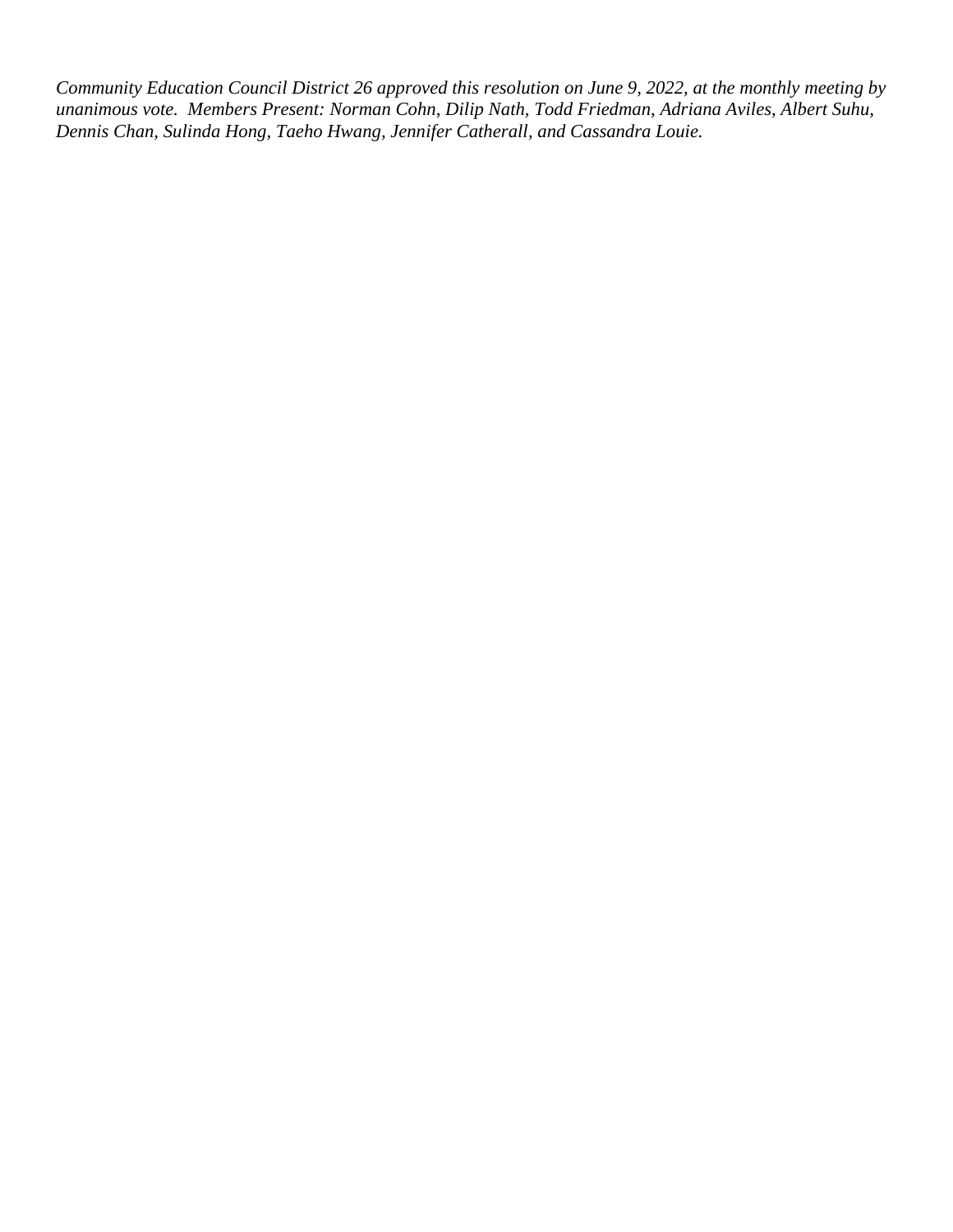*Community Education Council District 26 approved this resolution on June 9, 2022, at the monthly meeting by unanimous vote. Members Present: Norman Cohn, Dilip Nath, Todd Friedman, Adriana Aviles, Albert Suhu, Dennis Chan, Sulinda Hong, Taeho Hwang, Jennifer Catherall, and Cassandra Louie.*